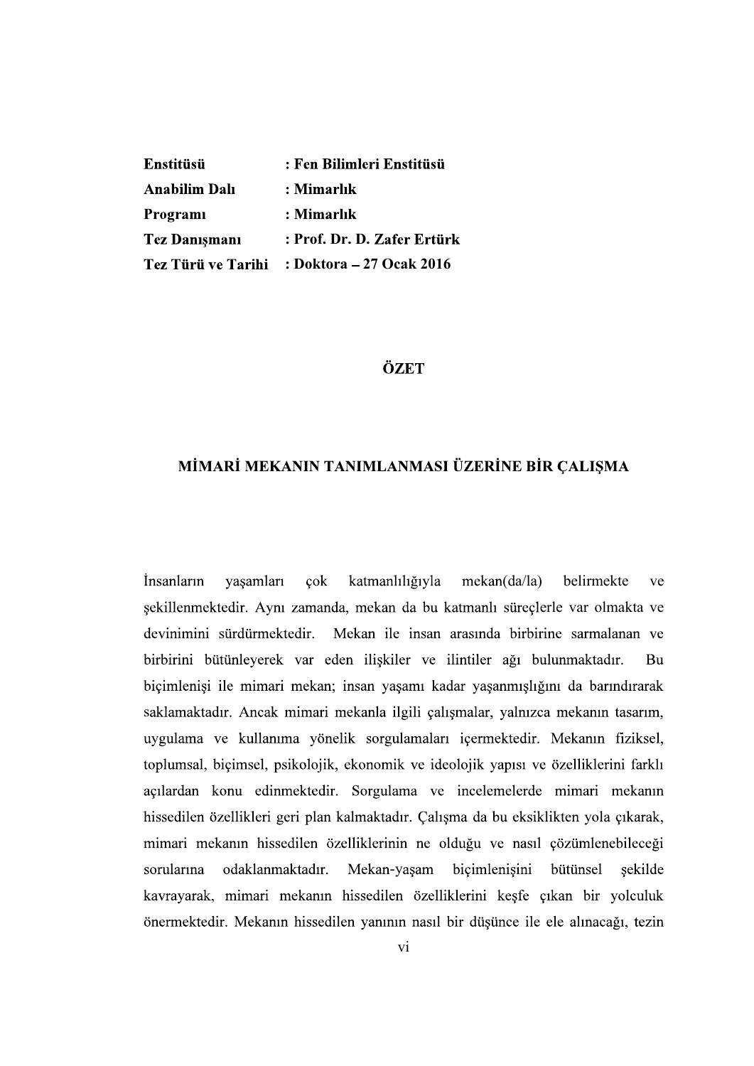| | |
|---|---|
| **Enstitüsü** | **: Fen Bilimleri Enstitüsü** |
| **Anabilim Dalı** | **: Mimarlık** |
| **Programı** | **: Mimarlık** |
| **Tez Danışmanı** | **: Prof. Dr. D. Zafer Ertürk** |
| **Tez Türü ve Tarihi** | **: Doktora – 27 Ocak 2016** |

# ÖZET

## MİMARİ MEKANIN TANIMLANMASI ÜZERİNE BİR ÇALIŞMA

İnsanların yaşamları çok katmanlılığıyla mekan(da/la) belirmekte ve şekillenmektedir. Aynı zamanda, mekan da bu katmanlı süreçlerle var olmakta ve devinimini sürdürmektedir. Mekan ile insan arasında birbirine sarmalanan ve birbirini bütünleyerek var eden ilişkiler ve ilintiler ağı bulunmaktadır. Bu biçimlenişi ile mimari mekan; insan yaşamı kadar yaşanmışlığını da barındırarak saklamaktadır. Ancak mimari mekanla ilgili çalışmalar, yalnızca mekanın tasarım, uygulama ve kullanıma yönelik sorgulamaları içermektedir. Mekanın fiziksel, toplumsal, biçimsel, psikolojik, ekonomik ve ideolojik yapısı ve özelliklerini farklı açılardan konu edinmektedir. Sorgulama ve incelemelerde mimari mekanın hissedilen özellikleri geri plan kalmaktadır. Çalışma da bu eksiklikten yola çıkarak, mimari mekanın hissedilen özelliklerinin ne olduğu ve nasıl çözümlenebileceği sorularına odaklanmaktadır. Mekan-yaşam biçimlenişini bütünsel şekilde kavrayarak, mimari mekanın hissedilen özelliklerini keşfe çıkan bir yolculuk önermektedir. Mekanın hissedilen yanının nasıl bir düşünce ile ele alınacağı, tezin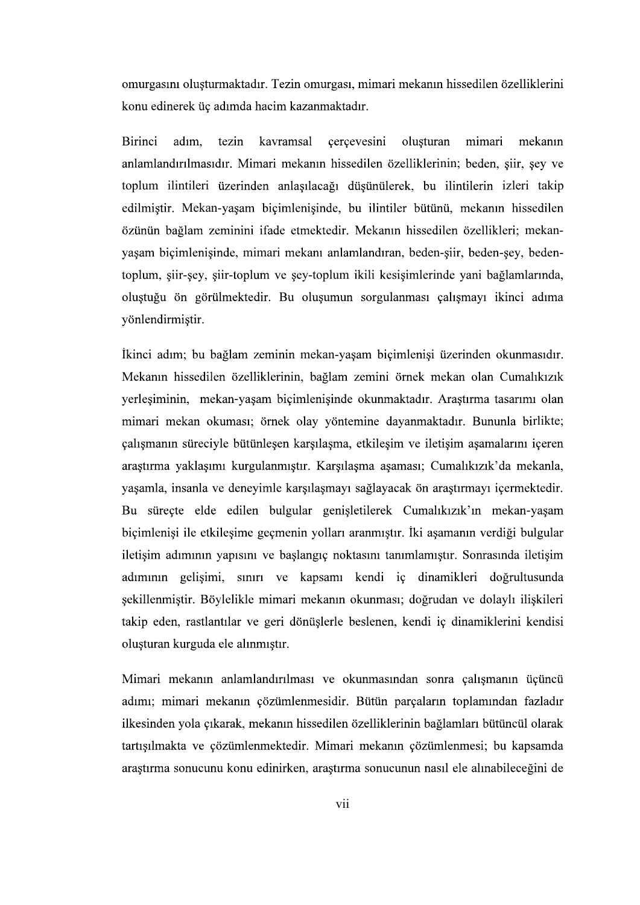omurgasını oluşturmaktadır. Tezin omurgası, mimari mekanın hissedilen özelliklerini konu edinerek üç adımda hacim kazanmaktadır.

Birinci adım, tezin kavramsal çerçevesini oluşturan mimari mekanın anlamlandırılmasıdır. Mimari mekanın hissedilen özelliklerinin; beden, şiir, şey ve toplum ilintileri üzerinden anlaşılacağı düşünülerek, bu ilintilerin izleri takip edilmiştir. Mekan-yaşam biçimlenişinde, bu ilintiler bütünü, mekanın hissedilen özünün bağlam zeminini ifade etmektedir. Mekanın hissedilen özellikleri; mekan-yaşam biçimlenişinde, mimari mekanı anlamlandıran, beden-şiir, beden-şey, beden-toplum, şiir-şey, şiir-toplum ve şey-toplum ikili kesişimlerinde yani bağlamlarında, oluştuğu ön görülmektedir. Bu oluşumun sorgulanması çalışmayı ikinci adıma yönlendirmiştir.

İkinci adım; bu bağlam zeminin mekan-yaşam biçimlenişi üzerinden okunmasıdır. Mekanın hissedilen özelliklerinin, bağlam zemini örnek mekan olan Cumalıkızık yerleşiminin, mekan-yaşam biçimlenişinde okunmaktadır. Araştırma tasarımı olan mimari mekan okuması; örnek olay yöntemine dayanmaktadır. Bununla birlikte; çalışmanın süreciyle bütünleşen karşılaşma, etkileşim ve iletişim aşamalarını içeren araştırma yaklaşımı kurgulanmıştır. Karşılaşma aşaması; Cumalıkızık'da mekanla, yaşamla, insanla ve deneyimle karşılaşmayı sağlayacak ön araştırmayı içermektedir. Bu süreçte elde edilen bulgular genişletilerek Cumalıkızık'ın mekan-yaşam biçimlenişi ile etkileşime geçmenin yolları aranmıştır. İki aşamanın verdiği bulgular iletişim adımının yapısını ve başlangıç noktasını tanımlamıştır. Sonrasında iletişim adımının gelişimi, sınırı ve kapsamı kendi iç dinamikleri doğrultusunda şekillenmiştir. Böylelikle mimari mekanın okunması; doğrudan ve dolaylı ilişkileri takip eden, rastlantılar ve geri dönüşlerle beslenen, kendi iç dinamiklerini kendisi oluşturan kurguda ele alınmıştır.

Mimari mekanın anlamlandırılması ve okunmasından sonra çalışmanın üçüncü adımı; mimari mekanın çözümlenmesidir. Bütün parçaların toplamından fazladır ilkesinden yola çıkarak, mekanın hissedilen özelliklerinin bağlamları bütüncül olarak tartışılmakta ve çözümlenmektedir. Mimari mekanın çözümlenmesi; bu kapsamda araştırma sonucunu konu edinirken, araştırma sonucunun nasıl ele alınabileceğini de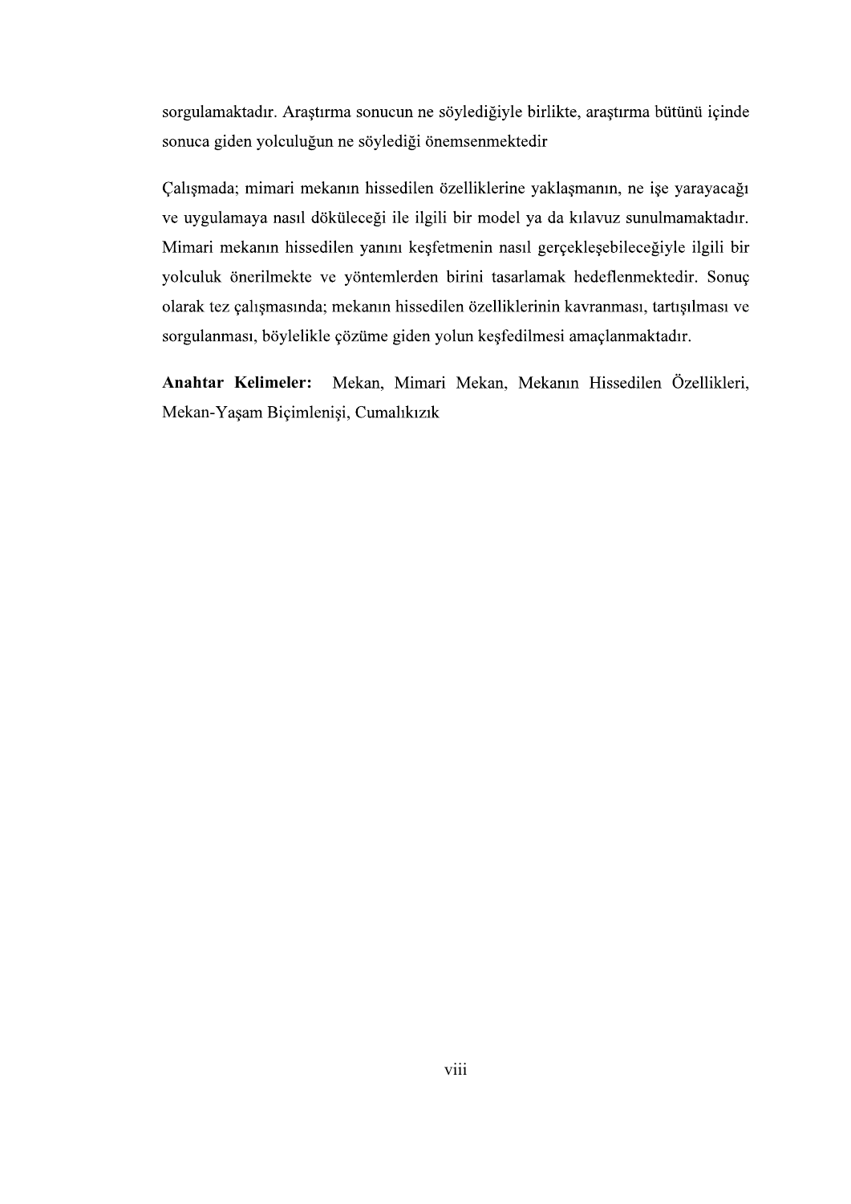sorgulamaktadır. Araştırma sonucun ne söylediğiyle birlikte, araştırma bütünü içinde sonuca giden yolculuğun ne söylediği önemsenmektedir

Çalışmada; mimari mekanın hissedilen özelliklerine yaklaşmanın, ne işe yarayacağı ve uygulamaya nasıl döküleceği ile ilgili bir model ya da kılavuz sunulmamaktadır. Mimari mekanın hissedilen yanını keşfetmenin nasıl gerçekleşebileceğiyle ilgili bir yolculuk önerilmekte ve yöntemlerden birini tasarlamak hedeflenmektedir. Sonuç olarak tez çalışmasında; mekanın hissedilen özelliklerinin kavranması, tartışılması ve sorgulanması, böylelikle çözüme giden yolun keşfedilmesi amaçlanmaktadır.

**Anahtar Kelimeler:** Mekan, Mimari Mekan, Mekanın Hissedilen Özellikleri, Mekan-Yaşam Biçimlenişi, Cumalıkızık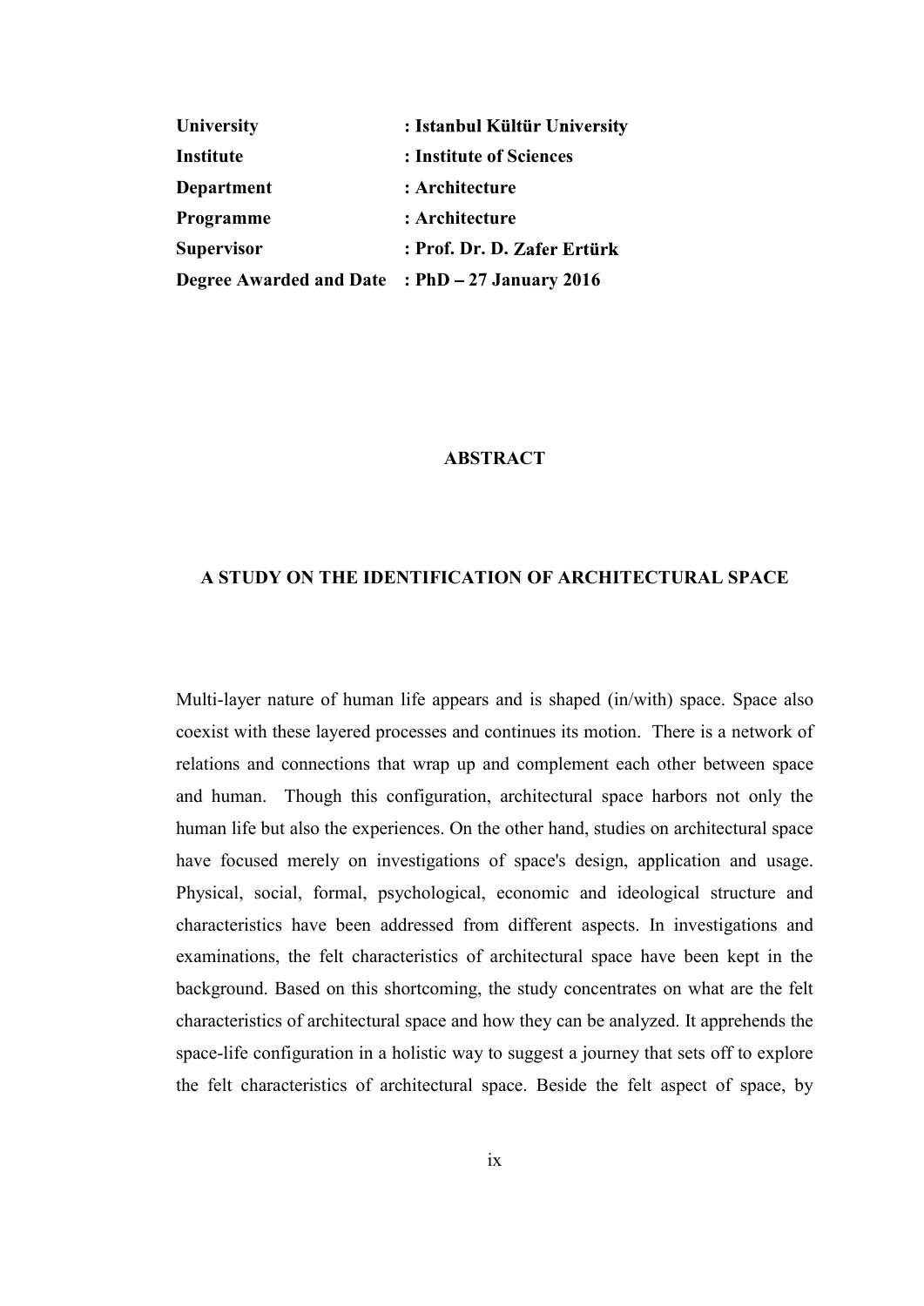| | |
|---|---|
| **University** | **: Istanbul Kültür University** |
| **Institute** | **: Institute of Sciences** |
| **Department** | **: Architecture** |
| **Programme** | **: Architecture** |
| **Supervisor** | **: Prof. Dr. D. Zafer Ertürk** |
| **Degree Awarded and Date** | **: PhD – 27 January 2016** |

## ABSTRACT

## A STUDY ON THE IDENTIFICATION OF ARCHITECTURAL SPACE

Multi-layer nature of human life appears and is shaped (in/with) space. Space also coexist with these layered processes and continues its motion. There is a network of relations and connections that wrap up and complement each other between space and human. Though this configuration, architectural space harbors not only the human life but also the experiences. On the other hand, studies on architectural space have focused merely on investigations of space's design, application and usage. Physical, social, formal, psychological, economic and ideological structure and characteristics have been addressed from different aspects. In investigations and examinations, the felt characteristics of architectural space have been kept in the background. Based on this shortcoming, the study concentrates on what are the felt characteristics of architectural space and how they can be analyzed. It apprehends the space-life configuration in a holistic way to suggest a journey that sets off to explore the felt characteristics of architectural space. Beside the felt aspect of space, by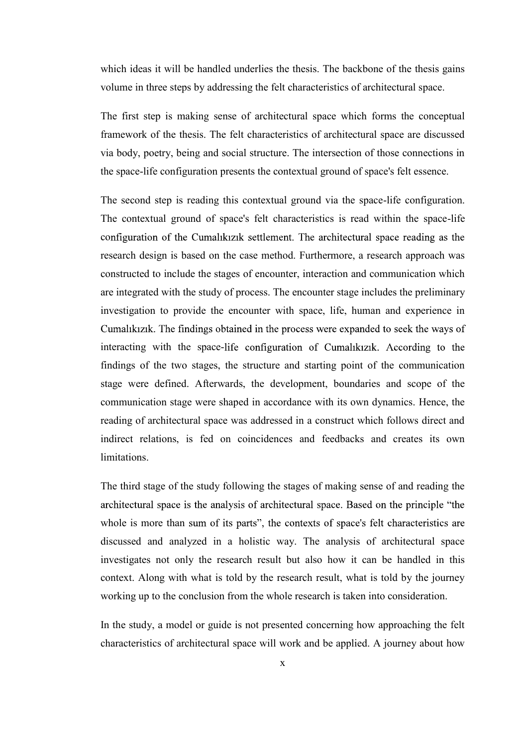which ideas it will be handled underlies the thesis. The backbone of the thesis gains volume in three steps by addressing the felt characteristics of architectural space.

The first step is making sense of architectural space which forms the conceptual framework of the thesis. The felt characteristics of architectural space are discussed via body, poetry, being and social structure. The intersection of those connections in the space-life configuration presents the contextual ground of space's felt essence.

The second step is reading this contextual ground via the space-life configuration. The contextual ground of space's felt characteristics is read within the space-life configuration of the Cumalıkızık settlement. The architectural space reading as the research design is based on the case method. Furthermore, a research approach was constructed to include the stages of encounter, interaction and communication which are integrated with the study of process. The encounter stage includes the preliminary investigation to provide the encounter with space, life, human and experience in Cumalıkızık. The findings obtained in the process were expanded to seek the ways of interacting with the space-life configuration of Cumalıkızık. According to the findings of the two stages, the structure and starting point of the communication stage were defined. Afterwards, the development, boundaries and scope of the communication stage were shaped in accordance with its own dynamics. Hence, the reading of architectural space was addressed in a construct which follows direct and indirect relations, is fed on coincidences and feedbacks and creates its own limitations.

The third stage of the study following the stages of making sense of and reading the architectural space is the analysis of architectural space. Based on the principle "the whole is more than sum of its parts", the contexts of space's felt characteristics are discussed and analyzed in a holistic way. The analysis of architectural space investigates not only the research result but also how it can be handled in this context. Along with what is told by the research result, what is told by the journey working up to the conclusion from the whole research is taken into consideration.

In the study, a model or guide is not presented concerning how approaching the felt characteristics of architectural space will work and be applied. A journey about how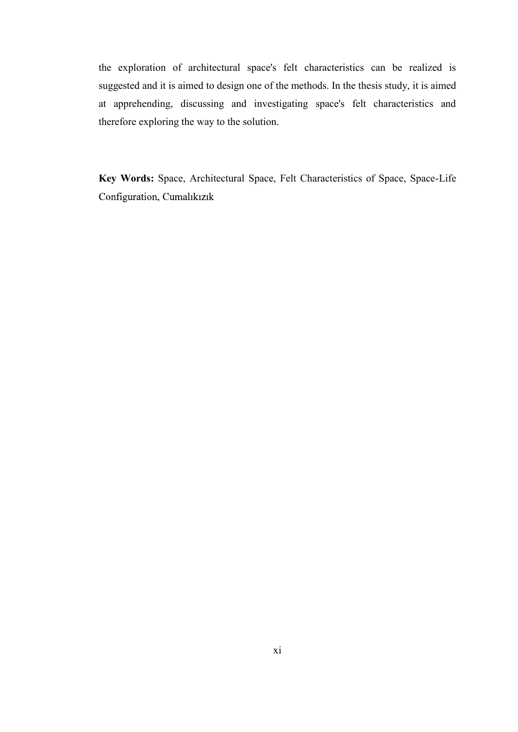the exploration of architectural space's felt characteristics can be realized is suggested and it is aimed to design one of the methods. In the thesis study, it is aimed at apprehending, discussing and investigating space's felt characteristics and therefore exploring the way to the solution.

**Key Words:** Space, Architectural Space, Felt Characteristics of Space, Space-Life Configuration, Cumalıkızık